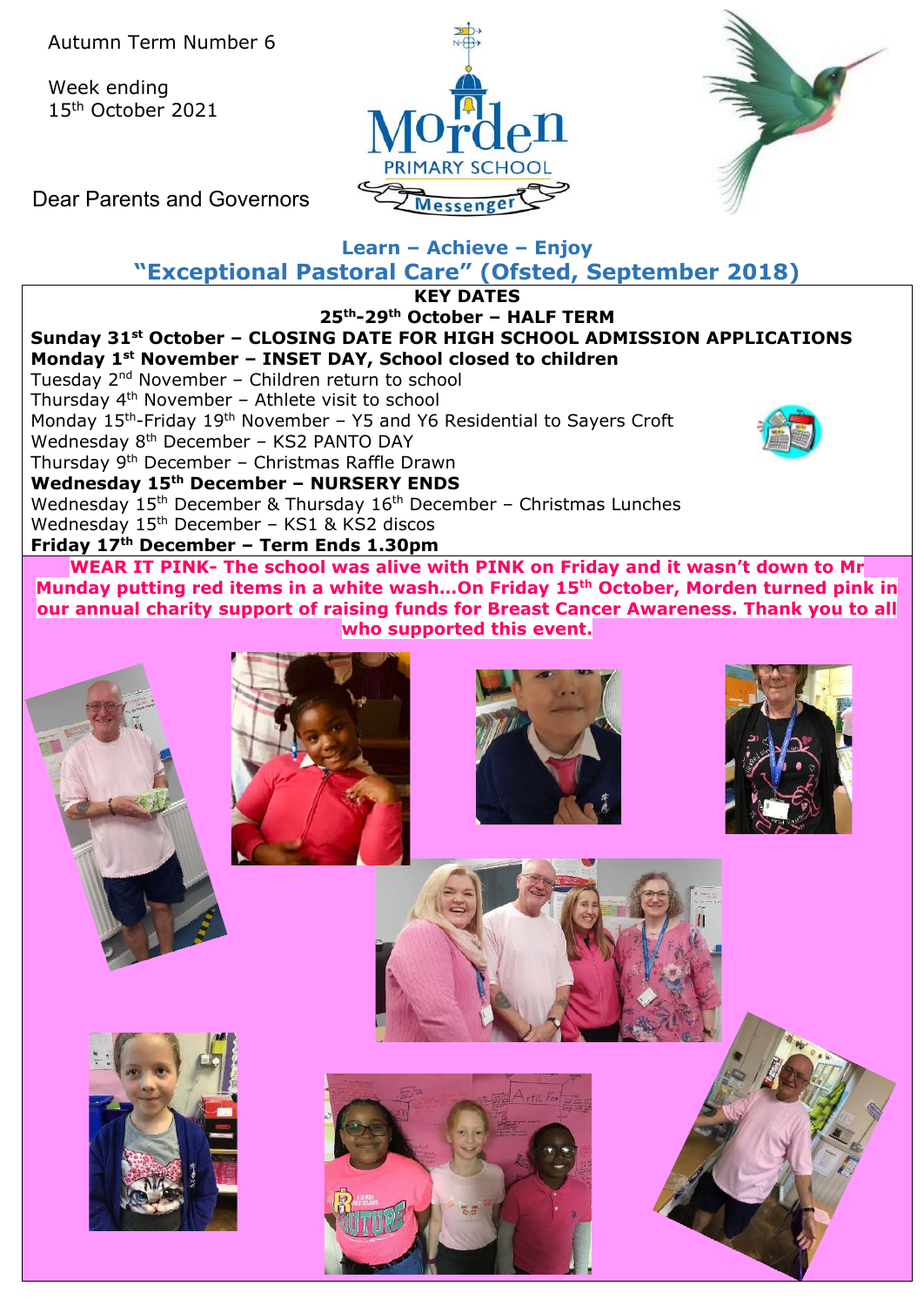Autumn Term Number 6

Week ending 15th October 2021

Dear Parents and Governors

Morden PRIMARY SCHOOL Messenger

**Learn – Achieve – Enjoy**

## "Exceptional Pastoral Care" (Ofsted, September 2018)

**KEY DATES**

**25th-29th October – HALF TERM**

**Sunday 31st October – CLOSING DATE FOR HIGH SCHOOL ADMISSION APPLICATIONS**

**Monday 1st November – INSET DAY, School closed to children**

Tuesday 2nd November – Children return to school

Thursday 4th November – Athlete visit to school

Monday 15th-Friday 19th November – Y5 and Y6 Residential to Sayers Croft

Wednesday 8th December – KS2 PANTO DAY

Thursday 9th December – Christmas Raffle Drawn

**Wednesday 15th December – NURSERY ENDS**

Wednesday 15th December & Thursday 16th December – Christmas Lunches

Wednesday 15th December – KS1 & KS2 discos

**Friday 17th December – Term Ends 1.30pm**

**WEAR IT PINK- The school was alive with PINK on Friday and it wasn't down to Mr Munday putting red items in a white wash…On Friday 15th October, Morden turned pink in our annual charity support of raising funds for Breast Cancer Awareness. Thank you to all who supported this event.**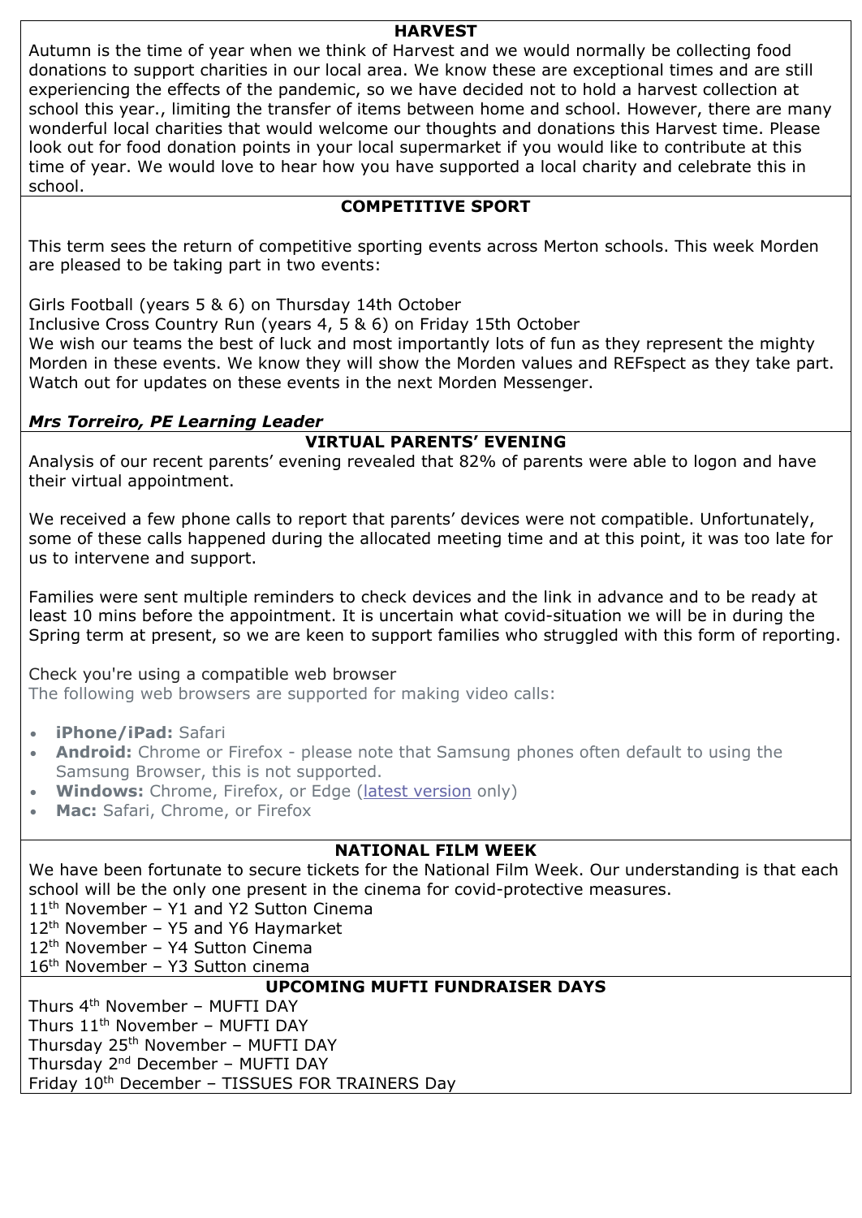## HARVEST

Autumn is the time of year when we think of Harvest and we would normally be collecting food donations to support charities in our local area. We know these are exceptional times and are still experiencing the effects of the pandemic, so we have decided not to hold a harvest collection at school this year., limiting the transfer of items between home and school. However, there are many wonderful local charities that would welcome our thoughts and donations this Harvest time. Please look out for food donation points in your local supermarket if you would like to contribute at this time of year. We would love to hear how you have supported a local charity and celebrate this in school.

## COMPETITIVE SPORT

This term sees the return of competitive sporting events across Merton schools. This week Morden are pleased to be taking part in two events:

Girls Football (years 5 & 6) on Thursday 14th October
Inclusive Cross Country Run (years 4, 5 & 6) on Friday 15th October
We wish our teams the best of luck and most importantly lots of fun as they represent the mighty Morden in these events. We know they will show the Morden values and REFspect as they take part. Watch out for updates on these events in the next Morden Messenger.

***Mrs Torreiro, PE Learning Leader***

## VIRTUAL PARENTS' EVENING

Analysis of our recent parents' evening revealed that 82% of parents were able to logon and have their virtual appointment.

We received a few phone calls to report that parents' devices were not compatible. Unfortunately, some of these calls happened during the allocated meeting time and at this point, it was too late for us to intervene and support.

Families were sent multiple reminders to check devices and the link in advance and to be ready at least 10 mins before the appointment. It is uncertain what covid-situation we will be in during the Spring term at present, so we are keen to support families who struggled with this form of reporting.

Check you're using a compatible web browser
The following web browsers are supported for making video calls:

- **iPhone/iPad:** Safari
- **Android:** Chrome or Firefox - please note that Samsung phones often default to using the Samsung Browser, this is not supported.
- **Windows:** Chrome, Firefox, or Edge (latest version only)
- **Mac:** Safari, Chrome, or Firefox

## NATIONAL FILM WEEK

We have been fortunate to secure tickets for the National Film Week. Our understanding is that each school will be the only one present in the cinema for covid-protective measures.
11th November – Y1 and Y2 Sutton Cinema
12th November – Y5 and Y6 Haymarket
12th November – Y4 Sutton Cinema
16th November – Y3 Sutton cinema

## UPCOMING MUFTI FUNDRAISER DAYS

Thurs 4th November – MUFTI DAY
Thurs 11th November – MUFTI DAY
Thursday 25th November – MUFTI DAY
Thursday 2nd December – MUFTI DAY
Friday 10th December – TISSUES FOR TRAINERS Day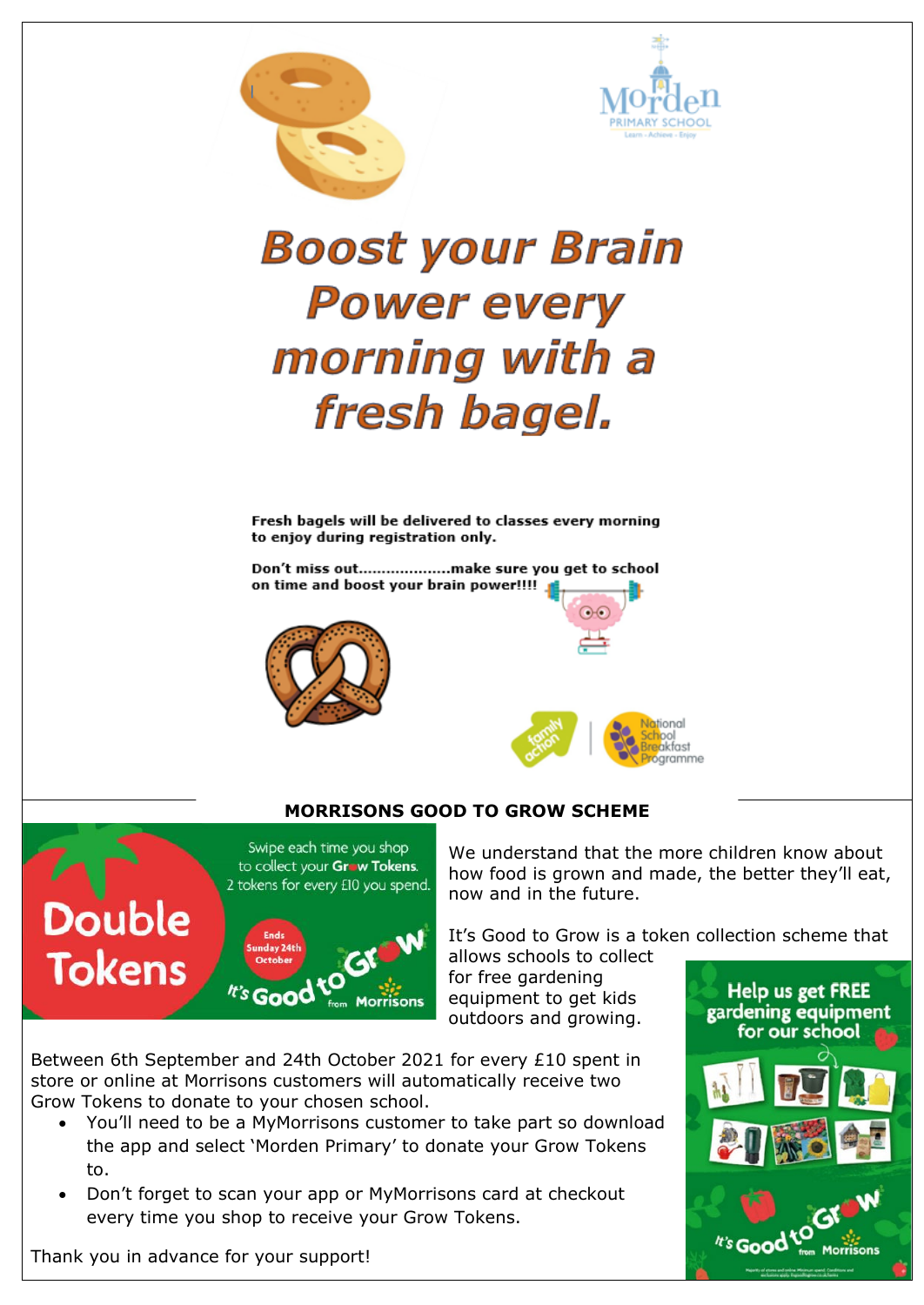# Boost your Brain Power every morning with a fresh bagel.

**Fresh bagels will be delivered to classes every morning to enjoy during registration only.**

**Don't miss out...................make sure you get to school on time and boost your brain power!!!!**

## MORRISONS GOOD TO GROW SCHEME

We understand that the more children know about how food is grown and made, the better they'll eat, now and in the future.

It's Good to Grow is a token collection scheme that allows schools to collect for free gardening equipment to get kids outdoors and growing.

Between 6th September and 24th October 2021 for every £10 spent in store or online at Morrisons customers will automatically receive two Grow Tokens to donate to your chosen school.

- You'll need to be a MyMorrisons customer to take part so download the app and select 'Morden Primary' to donate your Grow Tokens to.
- Don't forget to scan your app or MyMorrisons card at checkout every time you shop to receive your Grow Tokens.

Thank you in advance for your support!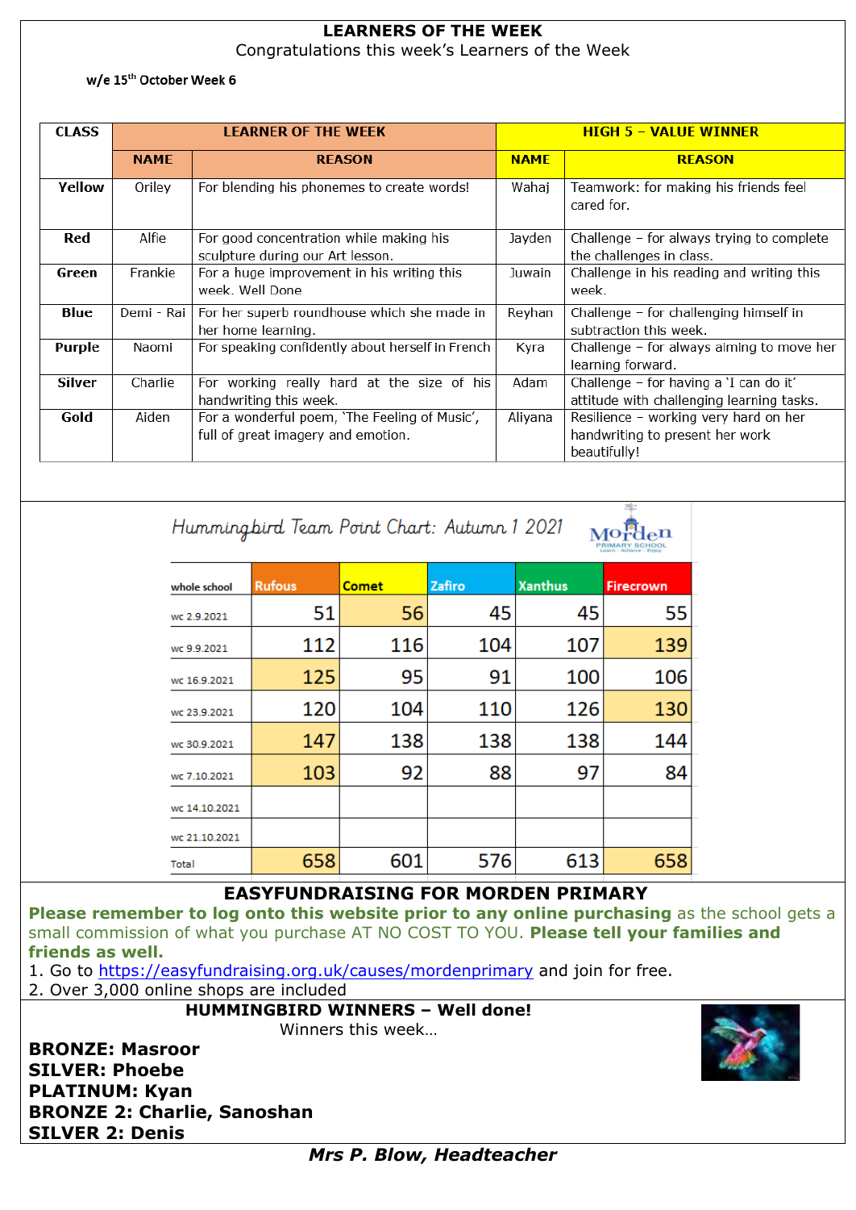# LEARNERS OF THE WEEK

Congratulations this week's Learners of the Week

**w/e 15th October Week 6**

| CLASS | LEARNER OF THE WEEK | | HIGH 5 – VALUE WINNER | |
|---|---|---|---|---|
| | NAME | REASON | NAME | REASON |
| **Yellow** | Oriley | For blending his phonemes to create words! | Wahaj | Teamwork: for making his friends feel cared for. |
| **Red** | Alfie | For good concentration while making his sculpture during our Art lesson. | Jayden | Challenge – for always trying to complete the challenges in class. |
| **Green** | Frankie | For a huge improvement in his writing this week. Well Done | Juwain | Challenge in his reading and writing this week. |
| **Blue** | Demi - Rai | For her superb roundhouse which she made in her home learning. | Reyhan | Challenge – for challenging himself in subtraction this week. |
| **Purple** | Naomi | For speaking confidently about herself in French | Kyra | Challenge – for always aiming to move her learning forward. |
| **Silver** | Charlie | For working really hard at the size of his handwriting this week. | Adam | Challenge – for having a 'I can do it' attitude with challenging learning tasks. |
| **Gold** | Aiden | For a wonderful poem, 'The Feeling of Music', full of great imagery and emotion. | Aliyana | Resilience – working very hard on her handwriting to present her work beautifully! |

## Hummingbird Team Point Chart: Autumn 1 2021

Morden PRIMARY SCHOOL

| whole school | Rufous | Comet | Zafiro | Xanthus | Firecrown |
|---|---|---|---|---|---|
| wc 2.9.2021 | 51 | 56 | 45 | 45 | 55 |
| wc 9.9.2021 | 112 | 116 | 104 | 107 | 139 |
| wc 16.9.2021 | 125 | 95 | 91 | 100 | 106 |
| wc 23.9.2021 | 120 | 104 | 110 | 126 | 130 |
| wc 30.9.2021 | 147 | 138 | 138 | 138 | 144 |
| wc 7.10.2021 | 103 | 92 | 88 | 97 | 84 |
| wc 14.10.2021 | | | | | |
| wc 21.10.2021 | | | | | |
| Total | 658 | 601 | 576 | 613 | 658 |

## EASYFUNDRAISING FOR MORDEN PRIMARY

**Please remember to log onto this website prior to any online purchasing** as the school gets a small commission of what you purchase AT NO COST TO YOU. **Please tell your families and friends as well.**

1. Go to https://easyfundraising.org.uk/causes/mordenprimary and join for free.
2. Over 3,000 online shops are included

## HUMMINGBIRD WINNERS – Well done!

Winners this week…

**BRONZE: Masroor**
**SILVER: Phoebe**
**PLATINUM: Kyan**
**BRONZE 2: Charlie, Sanoshan**
**SILVER 2: Denis**

***Mrs P. Blow, Headteacher***